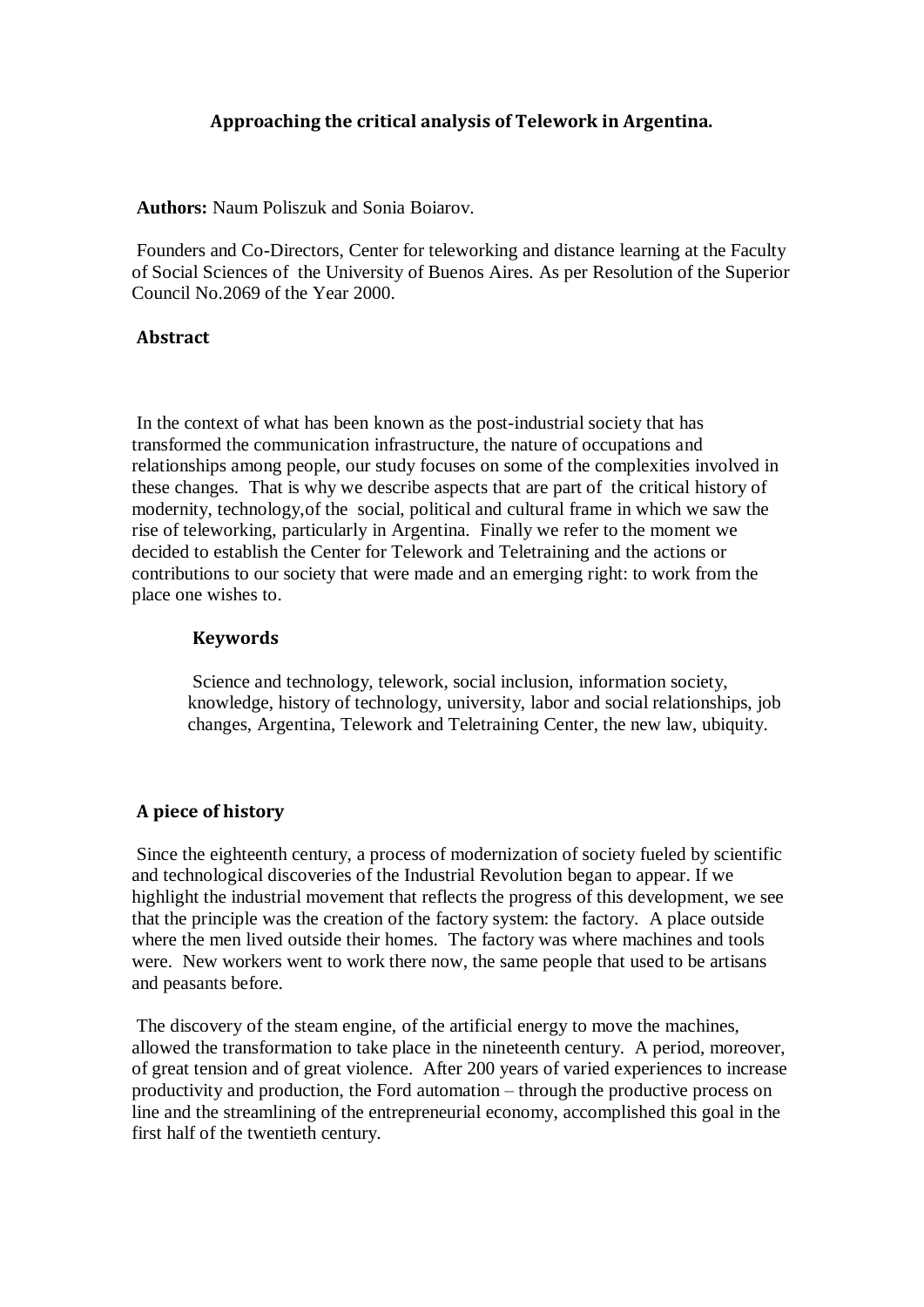# Approaching the critical analysis of Telework in Argentina.

**Authors:** Naum Poliszuk and Sonia Boiarov.

Founders and Co-Directors, Center for teleworking and distance learning at the Faculty of Social Sciences of the University of Buenos Aires. As per Resolution of the Superior Council No.2069 of the Year 2000.

## Abstract

In the context of what has been known as the post-industrial society that has transformed the communication infrastructure, the nature of occupations and relationships among people, our study focuses on some of the complexities involved in these changes. That is why we describe aspects that are part of the critical history of modernity, technology,of the social, political and cultural frame in which we saw the rise of teleworking, particularly in Argentina. Finally we refer to the moment we decided to establish the Center for Telework and Teletraining and the actions or contributions to our society that were made and an emerging right: to work from the place one wishes to.

### Keywords

Science and technology, telework, social inclusion, information society, knowledge, history of technology, university, labor and social relationships, job changes, Argentina, Telework and Teletraining Center, the new law, ubiquity.

## A piece of history

Since the eighteenth century, a process of modernization of society fueled by scientific and technological discoveries of the Industrial Revolution began to appear. If we highlight the industrial movement that reflects the progress of this development, we see that the principle was the creation of the factory system: the factory. A place outside where the men lived outside their homes. The factory was where machines and tools were. New workers went to work there now, the same people that used to be artisans and peasants before.

The discovery of the steam engine, of the artificial energy to move the machines, allowed the transformation to take place in the nineteenth century. A period, moreover, of great tension and of great violence. After 200 years of varied experiences to increase productivity and production, the Ford automation – through the productive process on line and the streamlining of the entrepreneurial economy, accomplished this goal in the first half of the twentieth century.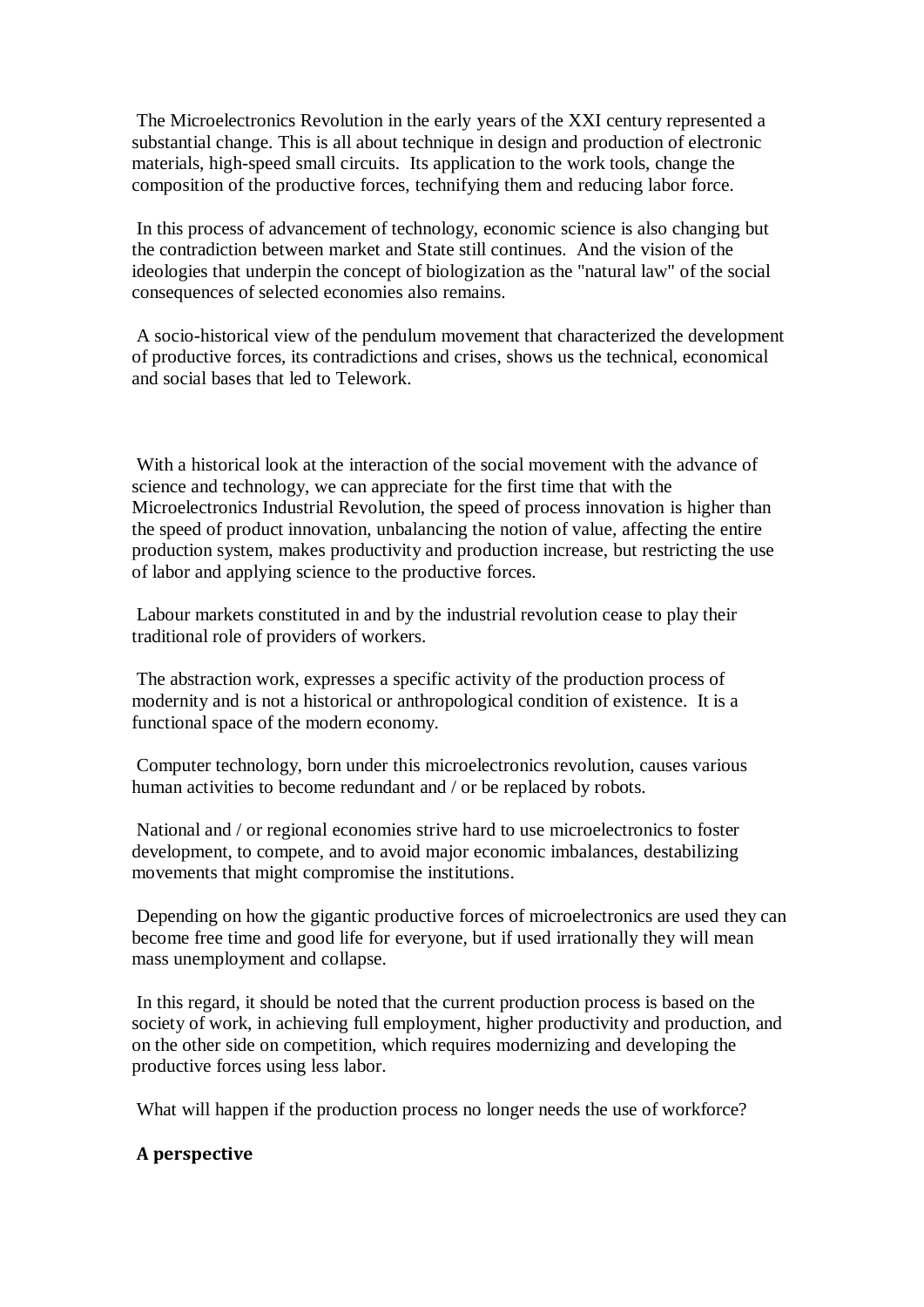The Microelectronics Revolution in the early years of the XXI century represented a substantial change. This is all about technique in design and production of electronic materials, high-speed small circuits. Its application to the work tools, change the composition of the productive forces, technifying them and reducing labor force.

In this process of advancement of technology, economic science is also changing but the contradiction between market and State still continues. And the vision of the ideologies that underpin the concept of biologization as the "natural law" of the social consequences of selected economies also remains.

A socio-historical view of the pendulum movement that characterized the development of productive forces, its contradictions and crises, shows us the technical, economical and social bases that led to Telework.

With a historical look at the interaction of the social movement with the advance of science and technology, we can appreciate for the first time that with the Microelectronics Industrial Revolution, the speed of process innovation is higher than the speed of product innovation, unbalancing the notion of value, affecting the entire production system, makes productivity and production increase, but restricting the use of labor and applying science to the productive forces.

Labour markets constituted in and by the industrial revolution cease to play their traditional role of providers of workers.

The abstraction work, expresses a specific activity of the production process of modernity and is not a historical or anthropological condition of existence. It is a functional space of the modern economy.

Computer technology, born under this microelectronics revolution, causes various human activities to become redundant and / or be replaced by robots.

National and / or regional economies strive hard to use microelectronics to foster development, to compete, and to avoid major economic imbalances, destabilizing movements that might compromise the institutions.

Depending on how the gigantic productive forces of microelectronics are used they can become free time and good life for everyone, but if used irrationally they will mean mass unemployment and collapse.

In this regard, it should be noted that the current production process is based on the society of work, in achieving full employment, higher productivity and production, and on the other side on competition, which requires modernizing and developing the productive forces using less labor.

What will happen if the production process no longer needs the use of workforce?

## A perspective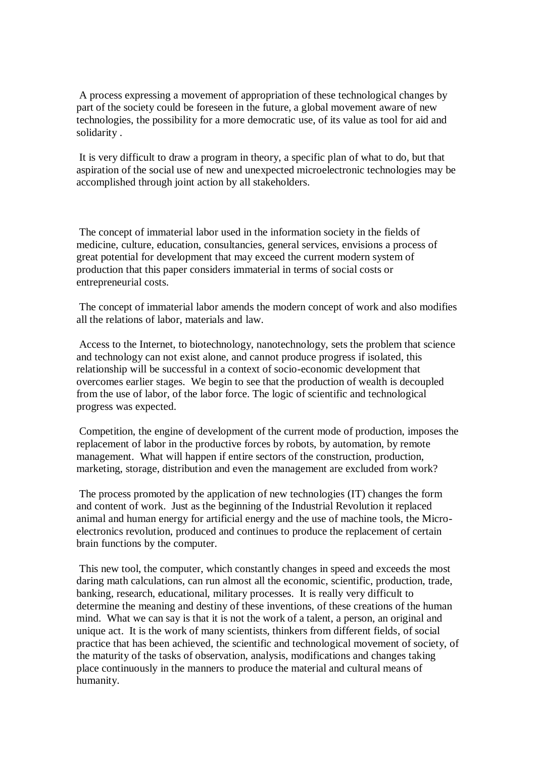A process expressing a movement of appropriation of these technological changes by part of the society could be foreseen in the future, a global movement aware of new technologies, the possibility for a more democratic use, of its value as tool for aid and solidarity .

It is very difficult to draw a program in theory, a specific plan of what to do, but that aspiration of the social use of new and unexpected microelectronic technologies may be accomplished through joint action by all stakeholders.

The concept of immaterial labor used in the information society in the fields of medicine, culture, education, consultancies, general services, envisions a process of great potential for development that may exceed the current modern system of production that this paper considers immaterial in terms of social costs or entrepreneurial costs.

The concept of immaterial labor amends the modern concept of work and also modifies all the relations of labor, materials and law.

Access to the Internet, to biotechnology, nanotechnology, sets the problem that science and technology can not exist alone, and cannot produce progress if isolated, this relationship will be successful in a context of socio-economic development that overcomes earlier stages. We begin to see that the production of wealth is decoupled from the use of labor, of the labor force. The logic of scientific and technological progress was expected.

Competition, the engine of development of the current mode of production, imposes the replacement of labor in the productive forces by robots, by automation, by remote management. What will happen if entire sectors of the construction, production, marketing, storage, distribution and even the management are excluded from work?

The process promoted by the application of new technologies (IT) changes the form and content of work. Just as the beginning of the Industrial Revolution it replaced animal and human energy for artificial energy and the use of machine tools, the Micro-electronics revolution, produced and continues to produce the replacement of certain brain functions by the computer.

This new tool, the computer, which constantly changes in speed and exceeds the most daring math calculations, can run almost all the economic, scientific, production, trade, banking, research, educational, military processes. It is really very difficult to determine the meaning and destiny of these inventions, of these creations of the human mind. What we can say is that it is not the work of a talent, a person, an original and unique act. It is the work of many scientists, thinkers from different fields, of social practice that has been achieved, the scientific and technological movement of society, of the maturity of the tasks of observation, analysis, modifications and changes taking place continuously in the manners to produce the material and cultural means of humanity.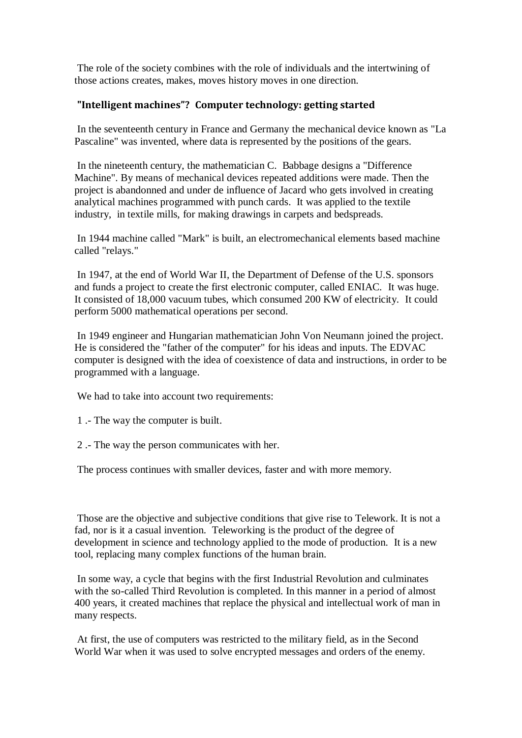The role of the society combines with the role of individuals and the intertwining of those actions creates, makes, moves history moves in one direction.

### "Intelligent machines"? Computer technology: getting started

In the seventeenth century in France and Germany the mechanical device known as "La Pascaline" was invented, where data is represented by the positions of the gears.

In the nineteenth century, the mathematician C. Babbage designs a "Difference Machine". By means of mechanical devices repeated additions were made. Then the project is abandonned and under de influence of Jacard who gets involved in creating analytical machines programmed with punch cards. It was applied to the textile industry, in textile mills, for making drawings in carpets and bedspreads.

In 1944 machine called "Mark" is built, an electromechanical elements based machine called "relays."

In 1947, at the end of World War II, the Department of Defense of the U.S. sponsors and funds a project to create the first electronic computer, called ENIAC. It was huge. It consisted of 18,000 vacuum tubes, which consumed 200 KW of electricity. It could perform 5000 mathematical operations per second.

In 1949 engineer and Hungarian mathematician John Von Neumann joined the project. He is considered the "father of the computer" for his ideas and inputs. The EDVAC computer is designed with the idea of coexistence of data and instructions, in order to be programmed with a language.

We had to take into account two requirements:

1 .- The way the computer is built.

2 .- The way the person communicates with her.

The process continues with smaller devices, faster and with more memory.

Those are the objective and subjective conditions that give rise to Telework. It is not a fad, nor is it a casual invention. Teleworking is the product of the degree of development in science and technology applied to the mode of production. It is a new tool, replacing many complex functions of the human brain.

In some way, a cycle that begins with the first Industrial Revolution and culminates with the so-called Third Revolution is completed. In this manner in a period of almost 400 years, it created machines that replace the physical and intellectual work of man in many respects.

At first, the use of computers was restricted to the military field, as in the Second World War when it was used to solve encrypted messages and orders of the enemy.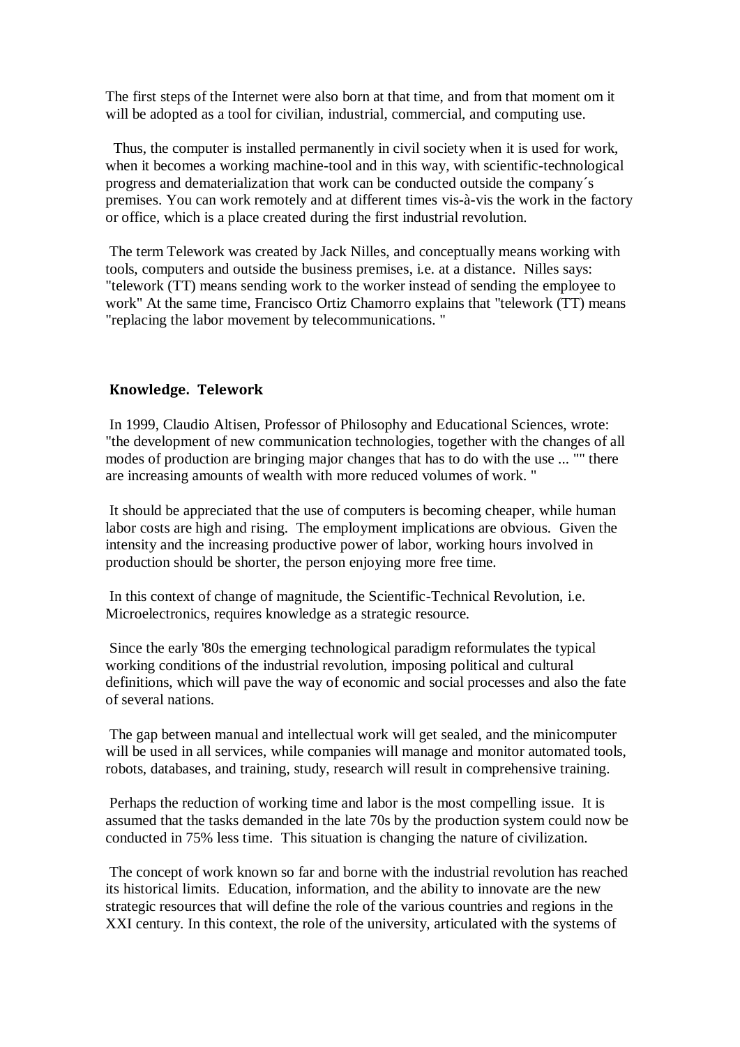The first steps of the Internet were also born at that time, and from that moment om it will be adopted as a tool for civilian, industrial, commercial, and computing use.

Thus, the computer is installed permanently in civil society when it is used for work, when it becomes a working machine-tool and in this way, with scientific-technological progress and dematerialization that work can be conducted outside the company´s premises. You can work remotely and at different times vis-à-vis the work in the factory or office, which is a place created during the first industrial revolution.

The term Telework was created by Jack Nilles, and conceptually means working with tools, computers and outside the business premises, i.e. at a distance. Nilles says: "telework (TT) means sending work to the worker instead of sending the employee to work" At the same time, Francisco Ortiz Chamorro explains that "telework (TT) means "replacing the labor movement by telecommunications. "

## Knowledge. Telework

In 1999, Claudio Altisen, Professor of Philosophy and Educational Sciences, wrote: "the development of new communication technologies, together with the changes of all modes of production are bringing major changes that has to do with the use ... "" there are increasing amounts of wealth with more reduced volumes of work. "

It should be appreciated that the use of computers is becoming cheaper, while human labor costs are high and rising. The employment implications are obvious. Given the intensity and the increasing productive power of labor, working hours involved in production should be shorter, the person enjoying more free time.

In this context of change of magnitude, the Scientific-Technical Revolution, i.e. Microelectronics, requires knowledge as a strategic resource.

Since the early '80s the emerging technological paradigm reformulates the typical working conditions of the industrial revolution, imposing political and cultural definitions, which will pave the way of economic and social processes and also the fate of several nations.

The gap between manual and intellectual work will get sealed, and the minicomputer will be used in all services, while companies will manage and monitor automated tools, robots, databases, and training, study, research will result in comprehensive training.

Perhaps the reduction of working time and labor is the most compelling issue. It is assumed that the tasks demanded in the late 70s by the production system could now be conducted in 75% less time. This situation is changing the nature of civilization.

The concept of work known so far and borne with the industrial revolution has reached its historical limits. Education, information, and the ability to innovate are the new strategic resources that will define the role of the various countries and regions in the XXI century. In this context, the role of the university, articulated with the systems of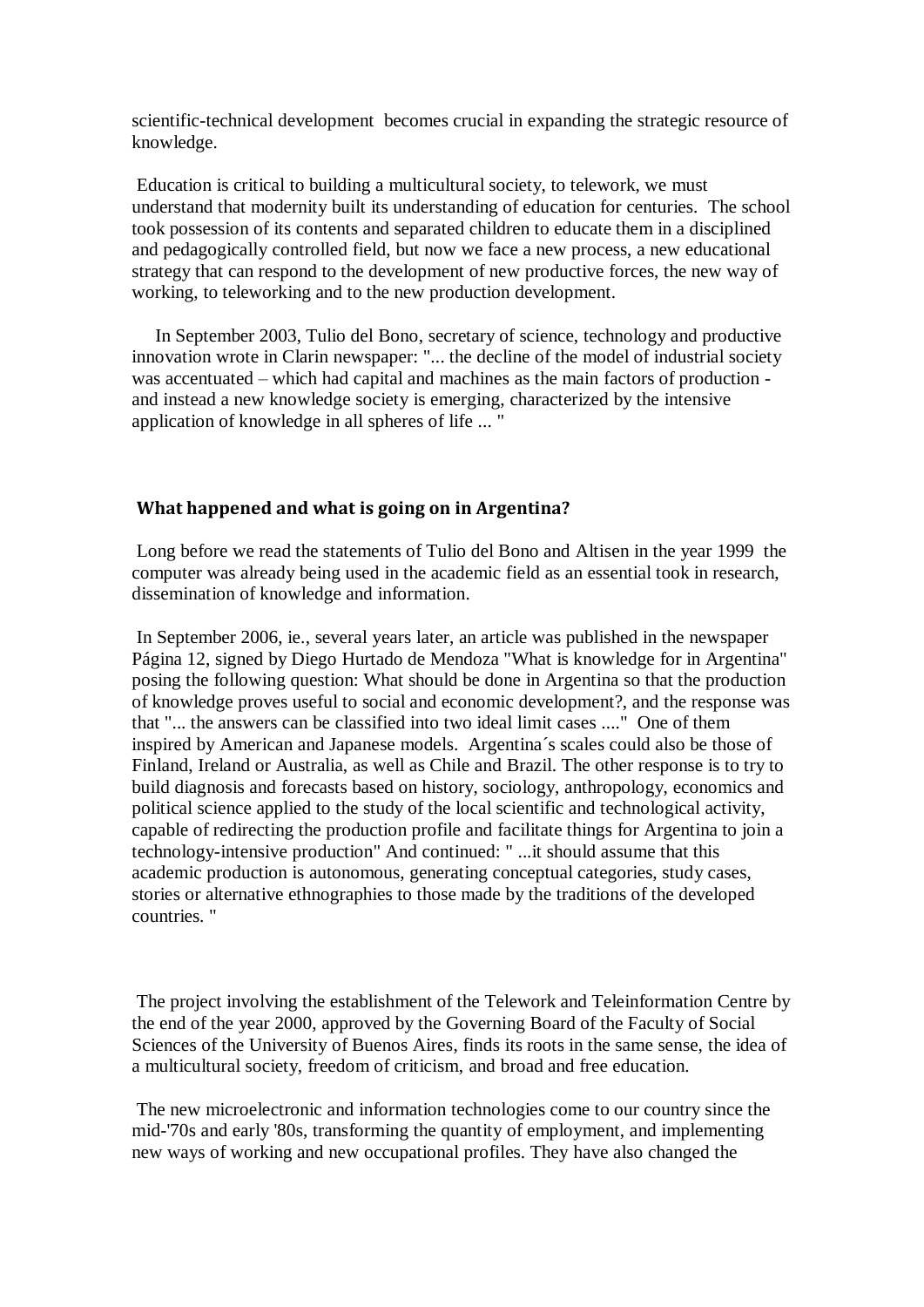scientific-technical development becomes crucial in expanding the strategic resource of knowledge.

Education is critical to building a multicultural society, to telework, we must understand that modernity built its understanding of education for centuries. The school took possession of its contents and separated children to educate them in a disciplined and pedagogically controlled field, but now we face a new process, a new educational strategy that can respond to the development of new productive forces, the new way of working, to teleworking and to the new production development.

In September 2003, Tulio del Bono, secretary of science, technology and productive innovation wrote in Clarin newspaper: "... the decline of the model of industrial society was accentuated – which had capital and machines as the main factors of production - and instead a new knowledge society is emerging, characterized by the intensive application of knowledge in all spheres of life ... "

## What happened and what is going on in Argentina?

Long before we read the statements of Tulio del Bono and Altisen in the year 1999 the computer was already being used in the academic field as an essential took in research, dissemination of knowledge and information.

In September 2006, ie., several years later, an article was published in the newspaper Página 12, signed by Diego Hurtado de Mendoza "What is knowledge for in Argentina" posing the following question: What should be done in Argentina so that the production of knowledge proves useful to social and economic development?, and the response was that "... the answers can be classified into two ideal limit cases ...." One of them inspired by American and Japanese models. Argentina´s scales could also be those of Finland, Ireland or Australia, as well as Chile and Brazil. The other response is to try to build diagnosis and forecasts based on history, sociology, anthropology, economics and political science applied to the study of the local scientific and technological activity, capable of redirecting the production profile and facilitate things for Argentina to join a technology-intensive production" And continued: " ...it should assume that this academic production is autonomous, generating conceptual categories, study cases, stories or alternative ethnographies to those made by the traditions of the developed countries. "

The project involving the establishment of the Telework and Teleinformation Centre by the end of the year 2000, approved by the Governing Board of the Faculty of Social Sciences of the University of Buenos Aires, finds its roots in the same sense, the idea of a multicultural society, freedom of criticism, and broad and free education.

The new microelectronic and information technologies come to our country since the mid-'70s and early '80s, transforming the quantity of employment, and implementing new ways of working and new occupational profiles. They have also changed the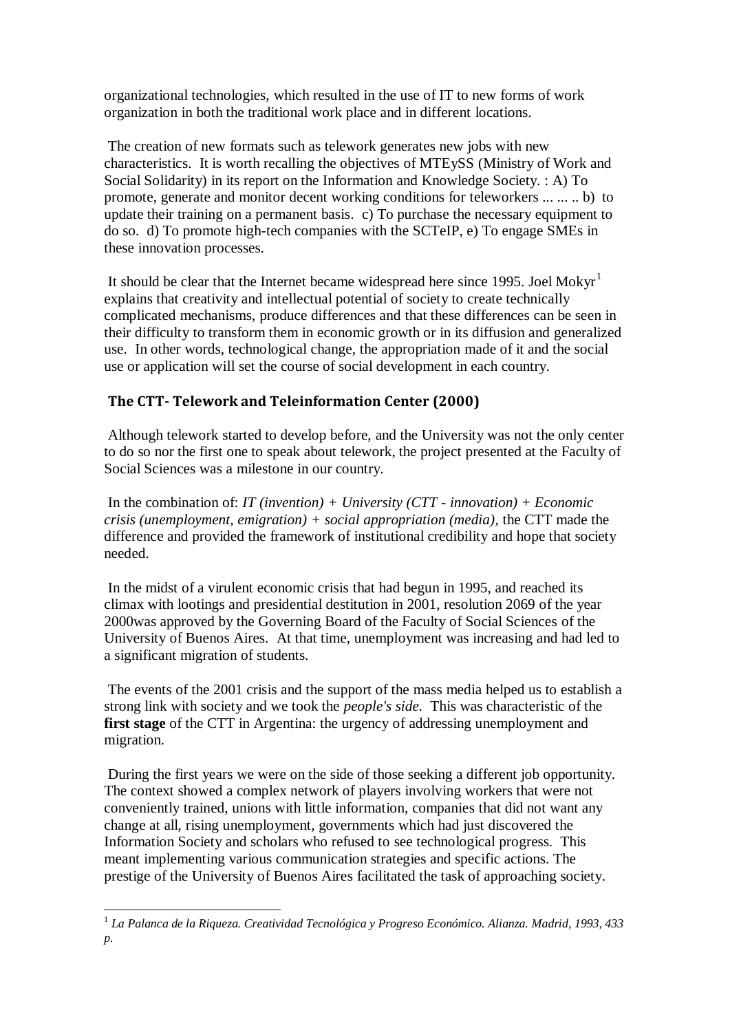organizational technologies, which resulted in the use of IT to new forms of work organization in both the traditional work place and in different locations.

The creation of new formats such as telework generates new jobs with new characteristics. It is worth recalling the objectives of MTEySS (Ministry of Work and Social Solidarity) in its report on the Information and Knowledge Society. : A) To promote, generate and monitor decent working conditions for teleworkers ... ... .. b) to update their training on a permanent basis. c) To purchase the necessary equipment to do so. d) To promote high-tech companies with the SCTeIP, e) To engage SMEs in these innovation processes.

It should be clear that the Internet became widespread here since 1995. Joel Mokyr[1] explains that creativity and intellectual potential of society to create technically complicated mechanisms, produce differences and that these differences can be seen in their difficulty to transform them in economic growth or in its diffusion and generalized use. In other words, technological change, the appropriation made of it and the social use or application will set the course of social development in each country.

## The CTT- Telework and Teleinformation Center (2000)

Although telework started to develop before, and the University was not the only center to do so nor the first one to speak about telework, the project presented at the Faculty of Social Sciences was a milestone in our country.

In the combination of: *IT (invention) + University (CTT - innovation) + Economic crisis (unemployment, emigration) + social appropriation (media),* the CTT made the difference and provided the framework of institutional credibility and hope that society needed.

In the midst of a virulent economic crisis that had begun in 1995, and reached its climax with lootings and presidential destitution in 2001, resolution 2069 of the year 2000was approved by the Governing Board of the Faculty of Social Sciences of the University of Buenos Aires. At that time, unemployment was increasing and had led to a significant migration of students.

The events of the 2001 crisis and the support of the mass media helped us to establish a strong link with society and we took the *people's side.* This was characteristic of the **first stage** of the CTT in Argentina: the urgency of addressing unemployment and migration.

During the first years we were on the side of those seeking a different job opportunity. The context showed a complex network of players involving workers that were not conveniently trained, unions with little information, companies that did not want any change at all, rising unemployment, governments which had just discovered the Information Society and scholars who refused to see technological progress. This meant implementing various communication strategies and specific actions. The prestige of the University of Buenos Aires facilitated the task of approaching society.

---

[1] *La Palanca de la Riqueza. Creatividad Tecnológica y Progreso Económico. Alianza. Madrid, 1993, 433 p.*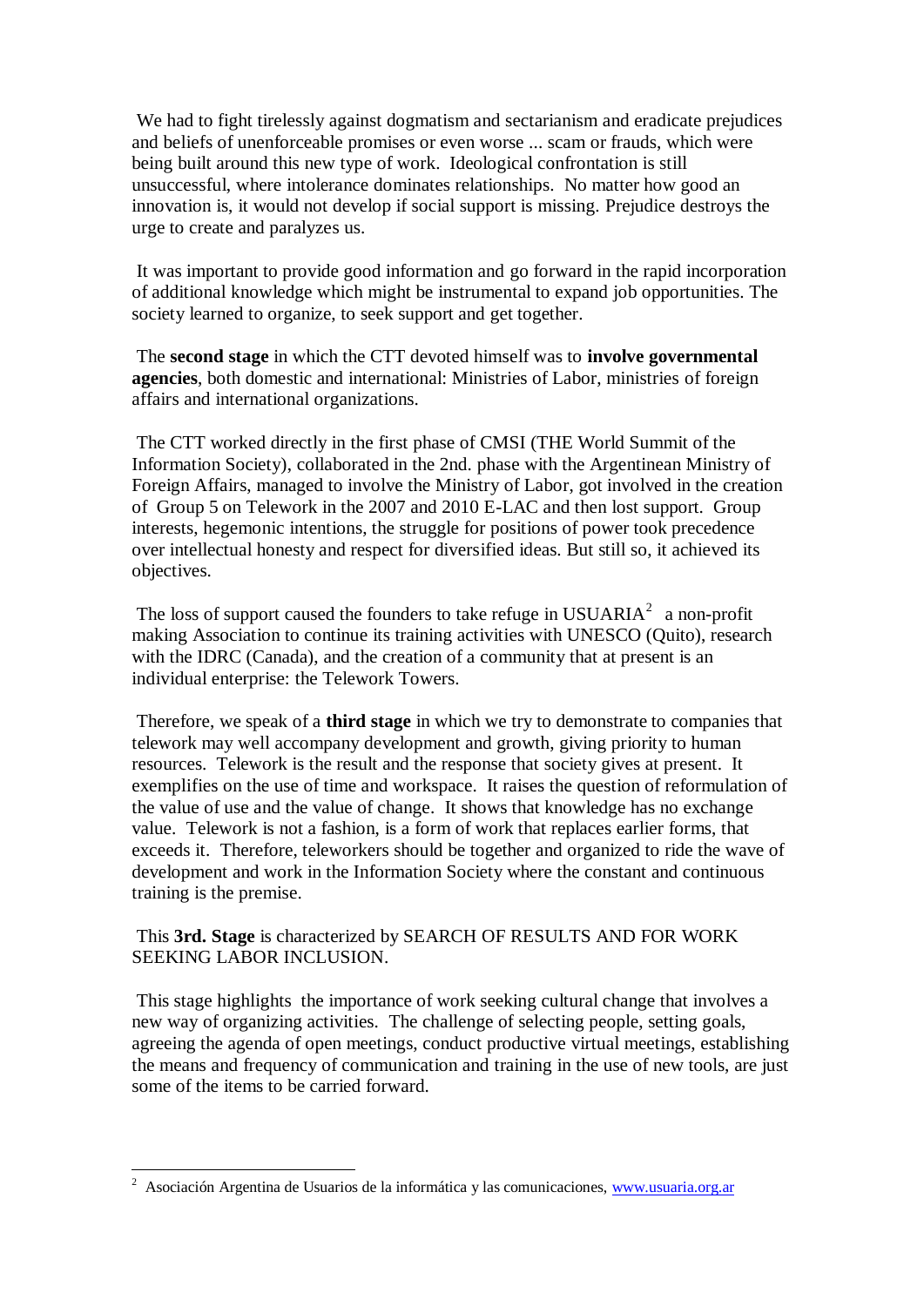We had to fight tirelessly against dogmatism and sectarianism and eradicate prejudices and beliefs of unenforceable promises or even worse ... scam or frauds, which were being built around this new type of work. Ideological confrontation is still unsuccessful, where intolerance dominates relationships. No matter how good an innovation is, it would not develop if social support is missing. Prejudice destroys the urge to create and paralyzes us.

It was important to provide good information and go forward in the rapid incorporation of additional knowledge which might be instrumental to expand job opportunities. The society learned to organize, to seek support and get together.

The **second stage** in which the CTT devoted himself was to **involve governmental agencies**, both domestic and international: Ministries of Labor, ministries of foreign affairs and international organizations.

The CTT worked directly in the first phase of CMSI (THE World Summit of the Information Society), collaborated in the 2nd. phase with the Argentinean Ministry of Foreign Affairs, managed to involve the Ministry of Labor, got involved in the creation of Group 5 on Telework in the 2007 and 2010 E-LAC and then lost support. Group interests, hegemonic intentions, the struggle for positions of power took precedence over intellectual honesty and respect for diversified ideas. But still so, it achieved its objectives.

The loss of support caused the founders to take refuge in USUARIA[2] a non-profit making Association to continue its training activities with UNESCO (Quito), research with the IDRC (Canada), and the creation of a community that at present is an individual enterprise: the Telework Towers.

Therefore, we speak of a **third stage** in which we try to demonstrate to companies that telework may well accompany development and growth, giving priority to human resources. Telework is the result and the response that society gives at present. It exemplifies on the use of time and workspace. It raises the question of reformulation of the value of use and the value of change. It shows that knowledge has no exchange value. Telework is not a fashion, is a form of work that replaces earlier forms, that exceeds it. Therefore, teleworkers should be together and organized to ride the wave of development and work in the Information Society where the constant and continuous training is the premise.

This **3rd. Stage** is characterized by SEARCH OF RESULTS AND FOR WORK SEEKING LABOR INCLUSION.

This stage highlights the importance of work seeking cultural change that involves a new way of organizing activities. The challenge of selecting people, setting goals, agreeing the agenda of open meetings, conduct productive virtual meetings, establishing the means and frequency of communication and training in the use of new tools, are just some of the items to be carried forward.

---

[2] Asociación Argentina de Usuarios de la informática y las comunicaciones, www.usuaria.org.ar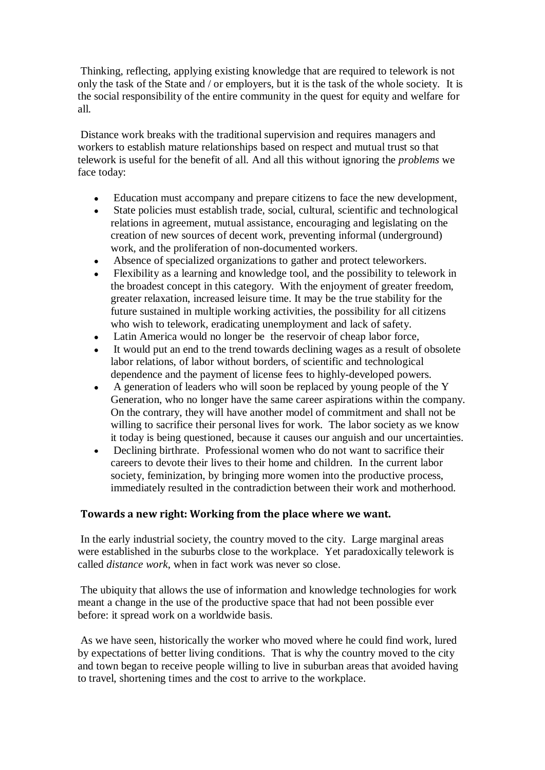Thinking, reflecting, applying existing knowledge that are required to telework is not only the task of the State and / or employers, but it is the task of the whole society. It is the social responsibility of the entire community in the quest for equity and welfare for all.

Distance work breaks with the traditional supervision and requires managers and workers to establish mature relationships based on respect and mutual trust so that telework is useful for the benefit of all. And all this without ignoring the *problems* we face today:

- Education must accompany and prepare citizens to face the new development,
- State policies must establish trade, social, cultural, scientific and technological relations in agreement, mutual assistance, encouraging and legislating on the creation of new sources of decent work, preventing informal (underground) work, and the proliferation of non-documented workers.
- Absence of specialized organizations to gather and protect teleworkers.
- Flexibility as a learning and knowledge tool, and the possibility to telework in the broadest concept in this category. With the enjoyment of greater freedom, greater relaxation, increased leisure time. It may be the true stability for the future sustained in multiple working activities, the possibility for all citizens who wish to telework, eradicating unemployment and lack of safety.
- Latin America would no longer be the reservoir of cheap labor force,
- It would put an end to the trend towards declining wages as a result of obsolete labor relations, of labor without borders, of scientific and technological dependence and the payment of license fees to highly-developed powers.
- A generation of leaders who will soon be replaced by young people of the Y Generation, who no longer have the same career aspirations within the company. On the contrary, they will have another model of commitment and shall not be willing to sacrifice their personal lives for work. The labor society as we know it today is being questioned, because it causes our anguish and our uncertainties.
- Declining birthrate. Professional women who do not want to sacrifice their careers to devote their lives to their home and children. In the current labor society, feminization, by bringing more women into the productive process, immediately resulted in the contradiction between their work and motherhood.

## Towards a new right: Working from the place where we want.

In the early industrial society, the country moved to the city. Large marginal areas were established in the suburbs close to the workplace. Yet paradoxically telework is called *distance work*, when in fact work was never so close.

The ubiquity that allows the use of information and knowledge technologies for work meant a change in the use of the productive space that had not been possible ever before: it spread work on a worldwide basis.

As we have seen, historically the worker who moved where he could find work, lured by expectations of better living conditions. That is why the country moved to the city and town began to receive people willing to live in suburban areas that avoided having to travel, shortening times and the cost to arrive to the workplace.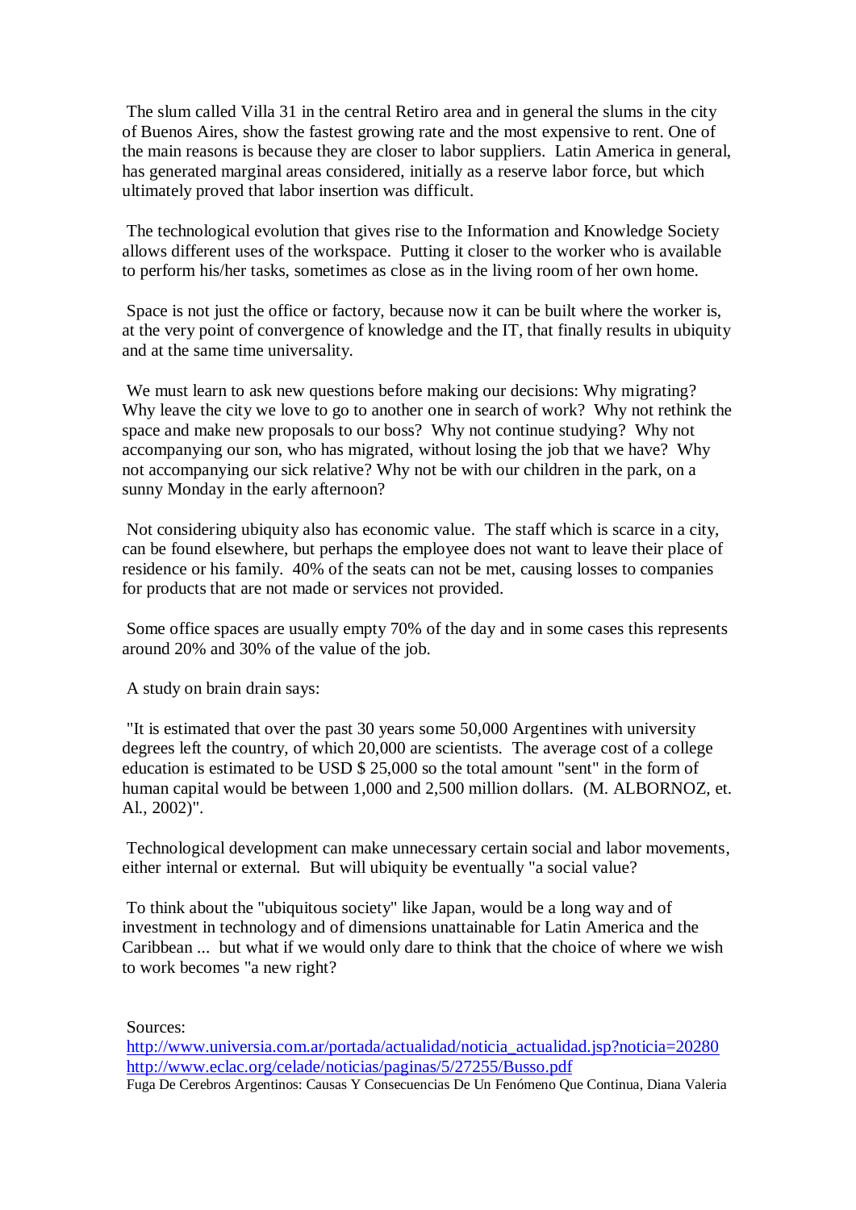The slum called Villa 31 in the central Retiro area and in general the slums in the city of Buenos Aires, show the fastest growing rate and the most expensive to rent. One of the main reasons is because they are closer to labor suppliers. Latin America in general, has generated marginal areas considered, initially as a reserve labor force, but which ultimately proved that labor insertion was difficult.

The technological evolution that gives rise to the Information and Knowledge Society allows different uses of the workspace. Putting it closer to the worker who is available to perform his/her tasks, sometimes as close as in the living room of her own home.

Space is not just the office or factory, because now it can be built where the worker is, at the very point of convergence of knowledge and the IT, that finally results in ubiquity and at the same time universality.

We must learn to ask new questions before making our decisions: Why migrating? Why leave the city we love to go to another one in search of work? Why not rethink the space and make new proposals to our boss? Why not continue studying? Why not accompanying our son, who has migrated, without losing the job that we have? Why not accompanying our sick relative? Why not be with our children in the park, on a sunny Monday in the early afternoon?

Not considering ubiquity also has economic value. The staff which is scarce in a city, can be found elsewhere, but perhaps the employee does not want to leave their place of residence or his family. 40% of the seats can not be met, causing losses to companies for products that are not made or services not provided.

Some office spaces are usually empty 70% of the day and in some cases this represents around 20% and 30% of the value of the job.

A study on brain drain says:

"It is estimated that over the past 30 years some 50,000 Argentines with university degrees left the country, of which 20,000 are scientists. The average cost of a college education is estimated to be USD $ 25,000 so the total amount "sent" in the form of human capital would be between 1,000 and 2,500 million dollars. (M. ALBORNOZ, et. Al., 2002)".

Technological development can make unnecessary certain social and labor movements, either internal or external. But will ubiquity be eventually "a social value?

To think about the "ubiquitous society" like Japan, would be a long way and of investment in technology and of dimensions unattainable for Latin America and the Caribbean ... but what if we would only dare to think that the choice of where we wish to work becomes "a new right?

Sources:
http://www.universia.com.ar/portada/actualidad/noticia_actualidad.jsp?noticia=20280
http://www.eclac.org/celade/noticias/paginas/5/27255/Busso.pdf
Fuga De Cerebros Argentinos: Causas Y Consecuencias De Un Fenómeno Que Continua, Diana Valeria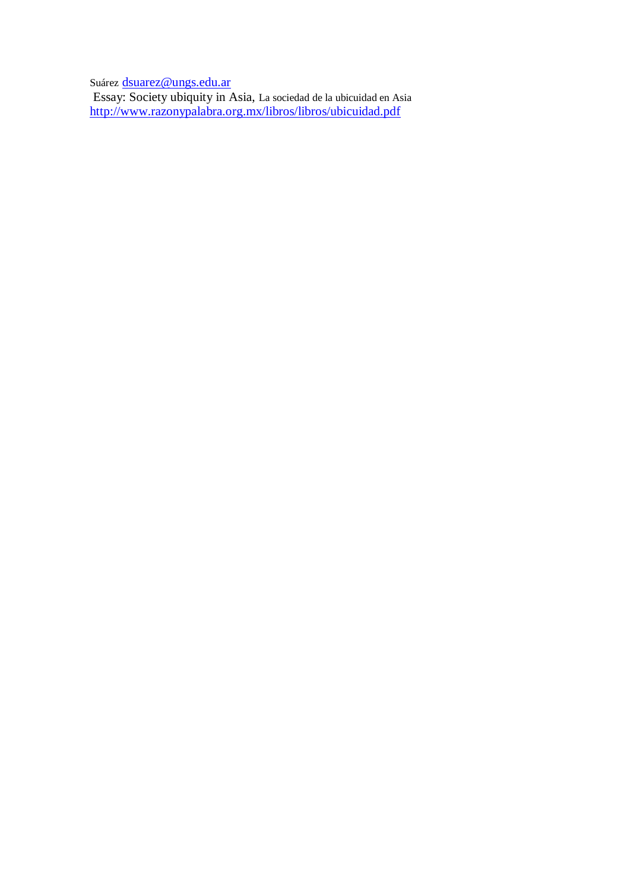Suárez dsuarez@ungs.edu.ar
Essay: Society ubiquity in Asia, La sociedad de la ubicuidad en Asia
http://www.razonypalabra.org.mx/libros/libros/ubicuidad.pdf